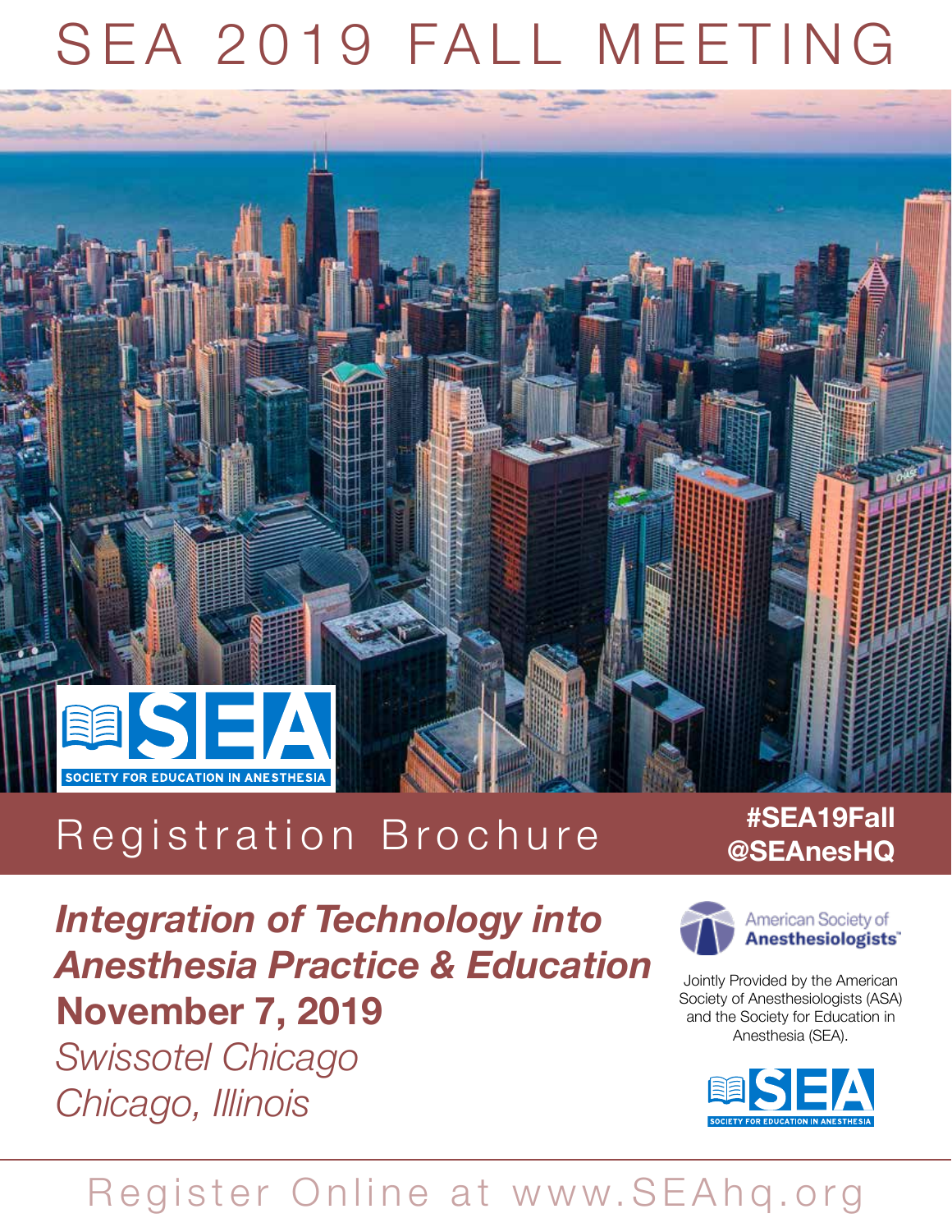# SEA 2019 FALL MEETING

SOCIETY FOR EDUCATION IN ANESTHESIA

## Registration Brochure

**#SEA19Fall**
**@SEAnesHQ**

***Integration of Technology into Anesthesia Practice & Education***

**November 7, 2019**

*Swissotel Chicago*
*Chicago, Illinois*

American Society of Anesthesiologists

Jointly Provided by the American Society of Anesthesiologists (ASA) and the Society for Education in Anesthesia (SEA).

SOCIETY FOR EDUCATION IN ANESTHESIA

Register Online at www.SEAhq.org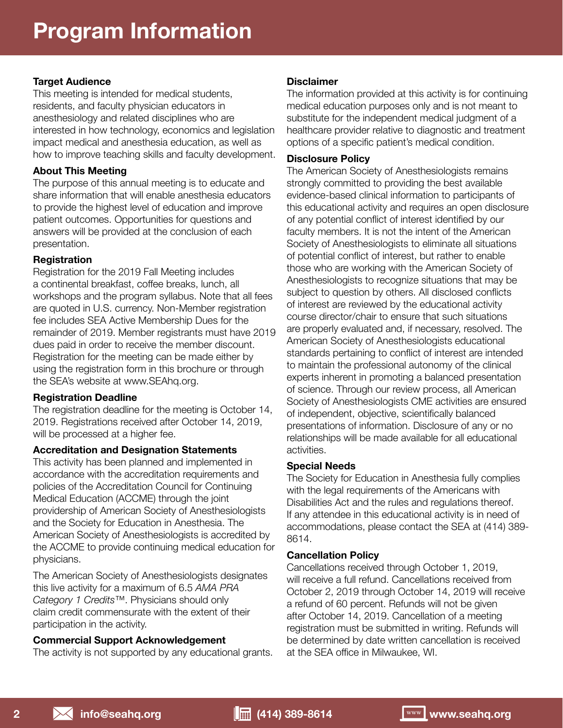# Program Information

### Target Audience

This meeting is intended for medical students, residents, and faculty physician educators in anesthesiology and related disciplines who are interested in how technology, economics and legislation impact medical and anesthesia education, as well as how to improve teaching skills and faculty development.

### About This Meeting

The purpose of this annual meeting is to educate and share information that will enable anesthesia educators to provide the highest level of education and improve patient outcomes. Opportunities for questions and answers will be provided at the conclusion of each presentation.

### Registration

Registration for the 2019 Fall Meeting includes a continental breakfast, coffee breaks, lunch, all workshops and the program syllabus. Note that all fees are quoted in U.S. currency. Non-Member registration fee includes SEA Active Membership Dues for the remainder of 2019. Member registrants must have 2019 dues paid in order to receive the member discount. Registration for the meeting can be made either by using the registration form in this brochure or through the SEA's website at www.SEAhq.org.

### Registration Deadline

The registration deadline for the meeting is October 14, 2019. Registrations received after October 14, 2019, will be processed at a higher fee.

### Accreditation and Designation Statements

This activity has been planned and implemented in accordance with the accreditation requirements and policies of the Accreditation Council for Continuing Medical Education (ACCME) through the joint providership of American Society of Anesthesiologists and the Society for Education in Anesthesia. The American Society of Anesthesiologists is accredited by the ACCME to provide continuing medical education for physicians.

The American Society of Anesthesiologists designates this live activity for a maximum of 6.5 *AMA PRA Category 1 Credits*™. Physicians should only claim credit commensurate with the extent of their participation in the activity.

### Commercial Support Acknowledgement

The activity is not supported by any educational grants.

### Disclaimer

The information provided at this activity is for continuing medical education purposes only and is not meant to substitute for the independent medical judgment of a healthcare provider relative to diagnostic and treatment options of a specific patient's medical condition.

### Disclosure Policy

The American Society of Anesthesiologists remains strongly committed to providing the best available evidence-based clinical information to participants of this educational activity and requires an open disclosure of any potential conflict of interest identified by our faculty members. It is not the intent of the American Society of Anesthesiologists to eliminate all situations of potential conflict of interest, but rather to enable those who are working with the American Society of Anesthesiologists to recognize situations that may be subject to question by others. All disclosed conflicts of interest are reviewed by the educational activity course director/chair to ensure that such situations are properly evaluated and, if necessary, resolved. The American Society of Anesthesiologists educational standards pertaining to conflict of interest are intended to maintain the professional autonomy of the clinical experts inherent in promoting a balanced presentation of science. Through our review process, all American Society of Anesthesiologists CME activities are ensured of independent, objective, scientifically balanced presentations of information. Disclosure of any or no relationships will be made available for all educational activities.

### Special Needs

The Society for Education in Anesthesia fully complies with the legal requirements of the Americans with Disabilities Act and the rules and regulations thereof. If any attendee in this educational activity is in need of accommodations, please contact the SEA at (414) 389-8614.

### Cancellation Policy

Cancellations received through October 1, 2019, will receive a full refund. Cancellations received from October 2, 2019 through October 14, 2019 will receive a refund of 60 percent. Refunds will not be given after October 14, 2019. Cancellation of a meeting registration must be submitted in writing. Refunds will be determined by date written cancellation is received at the SEA office in Milwaukee, WI.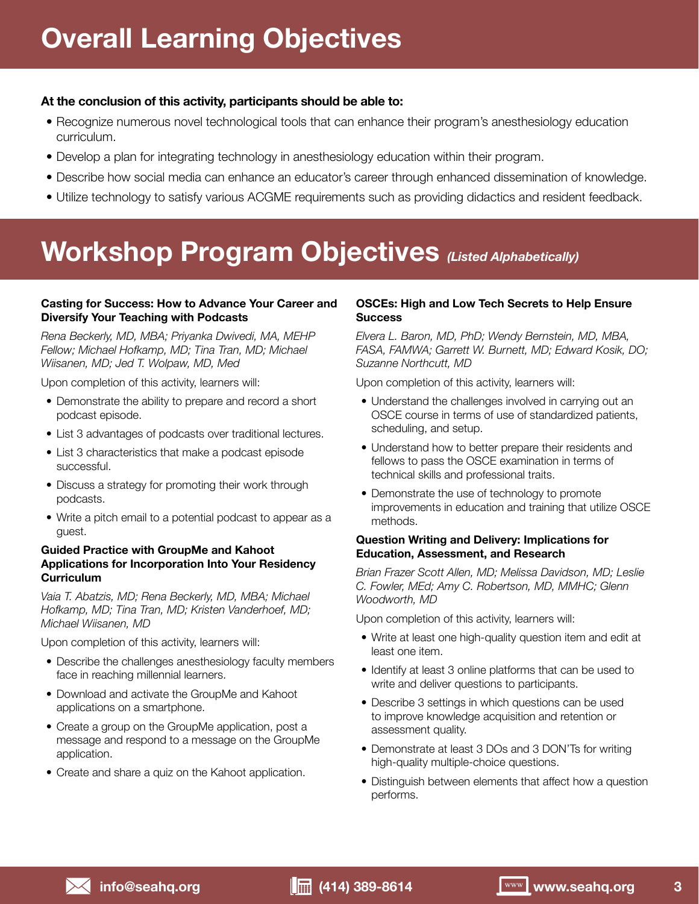# Overall Learning Objectives

**At the conclusion of this activity, participants should be able to:**

- Recognize numerous novel technological tools that can enhance their program's anesthesiology education curriculum.
- Develop a plan for integrating technology in anesthesiology education within their program.
- Describe how social media can enhance an educator's career through enhanced dissemination of knowledge.
- Utilize technology to satisfy various ACGME requirements such as providing didactics and resident feedback.

# Workshop Program Objectives *(Listed Alphabetically)*

### Casting for Success: How to Advance Your Career and Diversify Your Teaching with Podcasts

*Rena Beckerly, MD, MBA; Priyanka Dwivedi, MA, MEHP Fellow; Michael Hofkamp, MD; Tina Tran, MD; Michael Wiisanen, MD; Jed T. Wolpaw, MD, Med*

Upon completion of this activity, learners will:

- Demonstrate the ability to prepare and record a short podcast episode.
- List 3 advantages of podcasts over traditional lectures.
- List 3 characteristics that make a podcast episode successful.
- Discuss a strategy for promoting their work through podcasts.
- Write a pitch email to a potential podcast to appear as a guest.

### Guided Practice with GroupMe and Kahoot Applications for Incorporation Into Your Residency Curriculum

*Vaia T. Abatzis, MD; Rena Beckerly, MD, MBA; Michael Hofkamp, MD; Tina Tran, MD; Kristen Vanderhoef, MD; Michael Wiisanen, MD*

Upon completion of this activity, learners will:

- Describe the challenges anesthesiology faculty members face in reaching millennial learners.
- Download and activate the GroupMe and Kahoot applications on a smartphone.
- Create a group on the GroupMe application, post a message and respond to a message on the GroupMe application.
- Create and share a quiz on the Kahoot application.

### OSCEs: High and Low Tech Secrets to Help Ensure Success

*Elvera L. Baron, MD, PhD; Wendy Bernstein, MD, MBA, FASA, FAMWA; Garrett W. Burnett, MD; Edward Kosik, DO; Suzanne Northcutt, MD*

Upon completion of this activity, learners will:

- Understand the challenges involved in carrying out an OSCE course in terms of use of standardized patients, scheduling, and setup.
- Understand how to better prepare their residents and fellows to pass the OSCE examination in terms of technical skills and professional traits.
- Demonstrate the use of technology to promote improvements in education and training that utilize OSCE methods.

### Question Writing and Delivery: Implications for Education, Assessment, and Research

*Brian Frazer Scott Allen, MD; Melissa Davidson, MD; Leslie C. Fowler, MEd; Amy C. Robertson, MD, MMHC; Glenn Woodworth, MD*

Upon completion of this activity, learners will:

- Write at least one high-quality question item and edit at least one item.
- Identify at least 3 online platforms that can be used to write and deliver questions to participants.
- Describe 3 settings in which questions can be used to improve knowledge acquisition and retention or assessment quality.
- Demonstrate at least 3 DOs and 3 DON'Ts for writing high-quality multiple-choice questions.
- Distinguish between elements that affect how a question performs.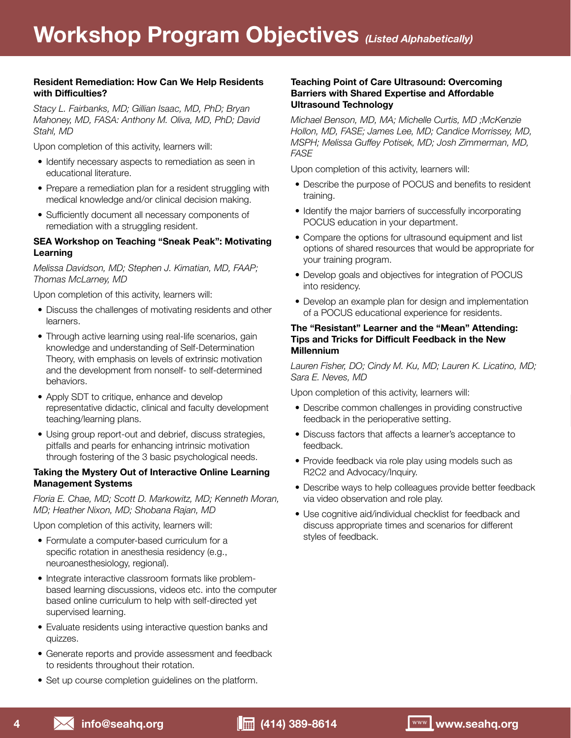# Workshop Program Objectives *(Listed Alphabetically)*

### Resident Remediation: How Can We Help Residents with Difficulties?

*Stacy L. Fairbanks, MD; Gillian Isaac, MD, PhD; Bryan Mahoney, MD, FASA: Anthony M. Oliva, MD, PhD; David Stahl, MD*

Upon completion of this activity, learners will:

- Identify necessary aspects to remediation as seen in educational literature.
- Prepare a remediation plan for a resident struggling with medical knowledge and/or clinical decision making.
- Sufficiently document all necessary components of remediation with a struggling resident.

### SEA Workshop on Teaching "Sneak Peak": Motivating Learning

*Melissa Davidson, MD; Stephen J. Kimatian, MD, FAAP; Thomas McLarney, MD*

Upon completion of this activity, learners will:

- Discuss the challenges of motivating residents and other learners.
- Through active learning using real-life scenarios, gain knowledge and understanding of Self-Determination Theory, with emphasis on levels of extrinsic motivation and the development from nonself- to self-determined behaviors.
- Apply SDT to critique, enhance and develop representative didactic, clinical and faculty development teaching/learning plans.
- Using group report-out and debrief, discuss strategies, pitfalls and pearls for enhancing intrinsic motivation through fostering of the 3 basic psychological needs.

### Taking the Mystery Out of Interactive Online Learning Management Systems

*Floria E. Chae, MD; Scott D. Markowitz, MD; Kenneth Moran, MD; Heather Nixon, MD; Shobana Rajan, MD*

Upon completion of this activity, learners will:

- Formulate a computer-based curriculum for a specific rotation in anesthesia residency (e.g., neuroanesthesiology, regional).
- Integrate interactive classroom formats like problem-based learning discussions, videos etc. into the computer based online curriculum to help with self-directed yet supervised learning.
- Evaluate residents using interactive question banks and quizzes.
- Generate reports and provide assessment and feedback to residents throughout their rotation.
- Set up course completion guidelines on the platform.

### Teaching Point of Care Ultrasound: Overcoming Barriers with Shared Expertise and Affordable Ultrasound Technology

*Michael Benson, MD, MA; Michelle Curtis, MD ;McKenzie Hollon, MD, FASE; James Lee, MD; Candice Morrissey, MD, MSPH; Melissa Guffey Potisek, MD; Josh Zimmerman, MD, FASE*

Upon completion of this activity, learners will:

- Describe the purpose of POCUS and benefits to resident training.
- Identify the major barriers of successfully incorporating POCUS education in your department.
- Compare the options for ultrasound equipment and list options of shared resources that would be appropriate for your training program.
- Develop goals and objectives for integration of POCUS into residency.
- Develop an example plan for design and implementation of a POCUS educational experience for residents.

### The "Resistant" Learner and the "Mean" Attending: Tips and Tricks for Difficult Feedback in the New Millennium

*Lauren Fisher, DO; Cindy M. Ku, MD; Lauren K. Licatino, MD; Sara E. Neves, MD*

Upon completion of this activity, learners will:

- Describe common challenges in providing constructive feedback in the perioperative setting.
- Discuss factors that affects a learner's acceptance to feedback.
- Provide feedback via role play using models such as R2C2 and Advocacy/Inquiry.
- Describe ways to help colleagues provide better feedback via video observation and role play.
- Use cognitive aid/individual checklist for feedback and discuss appropriate times and scenarios for different styles of feedback.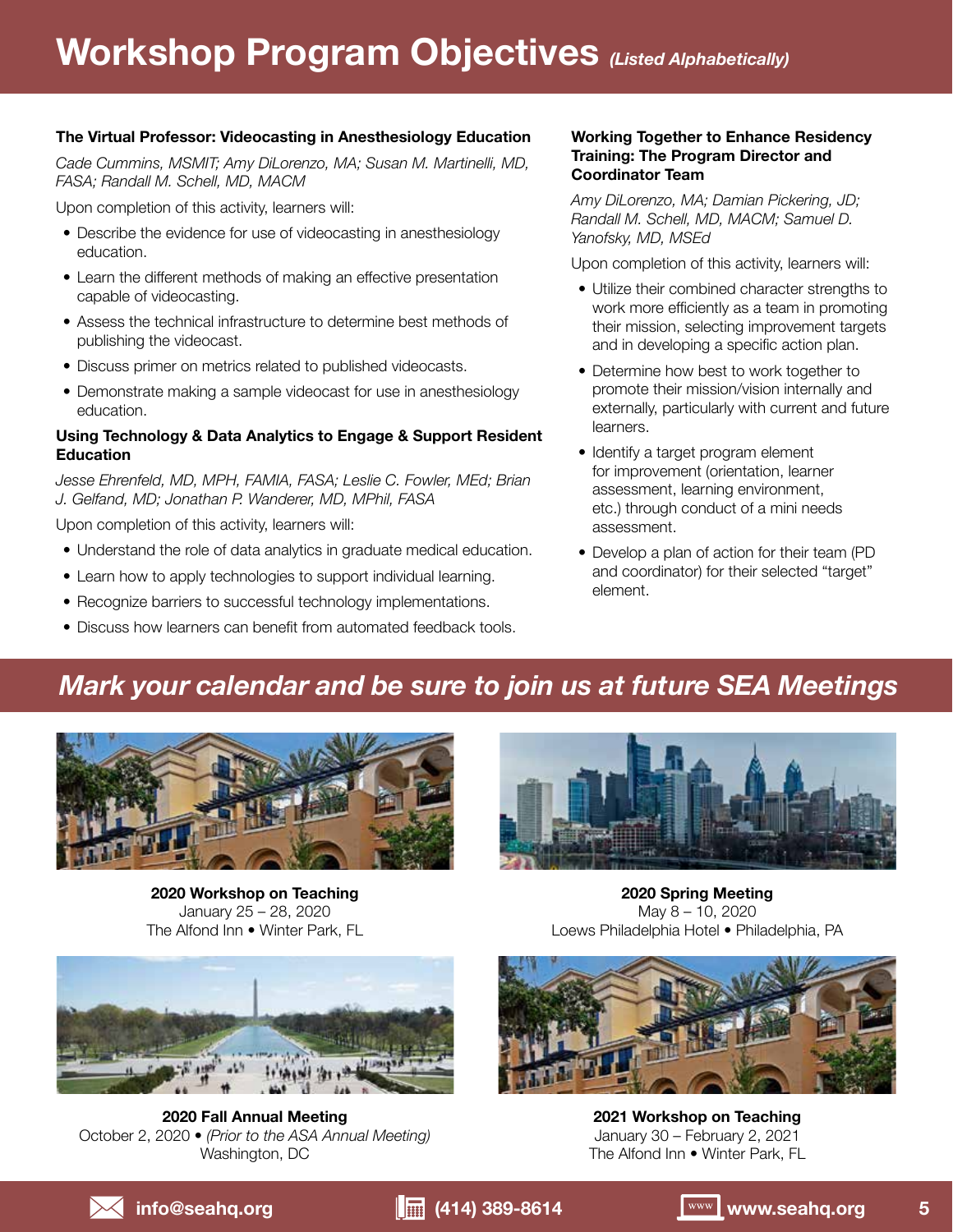# Workshop Program Objectives *(Listed Alphabetically)*

**The Virtual Professor: Videocasting in Anesthesiology Education**

*Cade Cummins, MSMIT; Amy DiLorenzo, MA; Susan M. Martinelli, MD, FASA; Randall M. Schell, MD, MACM*

Upon completion of this activity, learners will:

- Describe the evidence for use of videocasting in anesthesiology education.
- Learn the different methods of making an effective presentation capable of videocasting.
- Assess the technical infrastructure to determine best methods of publishing the videocast.
- Discuss primer on metrics related to published videocasts.
- Demonstrate making a sample videocast for use in anesthesiology education.

**Using Technology & Data Analytics to Engage & Support Resident Education**

*Jesse Ehrenfeld, MD, MPH, FAMIA, FASA; Leslie C. Fowler, MEd; Brian J. Gelfand, MD; Jonathan P. Wanderer, MD, MPhil, FASA*

Upon completion of this activity, learners will:

- Understand the role of data analytics in graduate medical education.
- Learn how to apply technologies to support individual learning.
- Recognize barriers to successful technology implementations.
- Discuss how learners can benefit from automated feedback tools.

**Working Together to Enhance Residency Training: The Program Director and Coordinator Team**

*Amy DiLorenzo, MA; Damian Pickering, JD; Randall M. Schell, MD, MACM; Samuel D. Yanofsky, MD, MSEd*

Upon completion of this activity, learners will:

- Utilize their combined character strengths to work more efficiently as a team in promoting their mission, selecting improvement targets and in developing a specific action plan.
- Determine how best to work together to promote their mission/vision internally and externally, particularly with current and future learners.
- Identify a target program element for improvement (orientation, learner assessment, learning environment, etc.) through conduct of a mini needs assessment.
- Develop a plan of action for their team (PD and coordinator) for their selected "target" element.

## *Mark your calendar and be sure to join us at future SEA Meetings*

**2020 Workshop on Teaching**
January 25 – 28, 2020
The Alfond Inn • Winter Park, FL

**2020 Spring Meeting**
May 8 – 10, 2020
Loews Philadelphia Hotel • Philadelphia, PA

**2020 Fall Annual Meeting**
October 2, 2020 • *(Prior to the ASA Annual Meeting)*
Washington, DC

**2021 Workshop on Teaching**
January 30 – February 2, 2021
The Alfond Inn • Winter Park, FL

info@seahq.org (414) 389-8614 www.seahq.org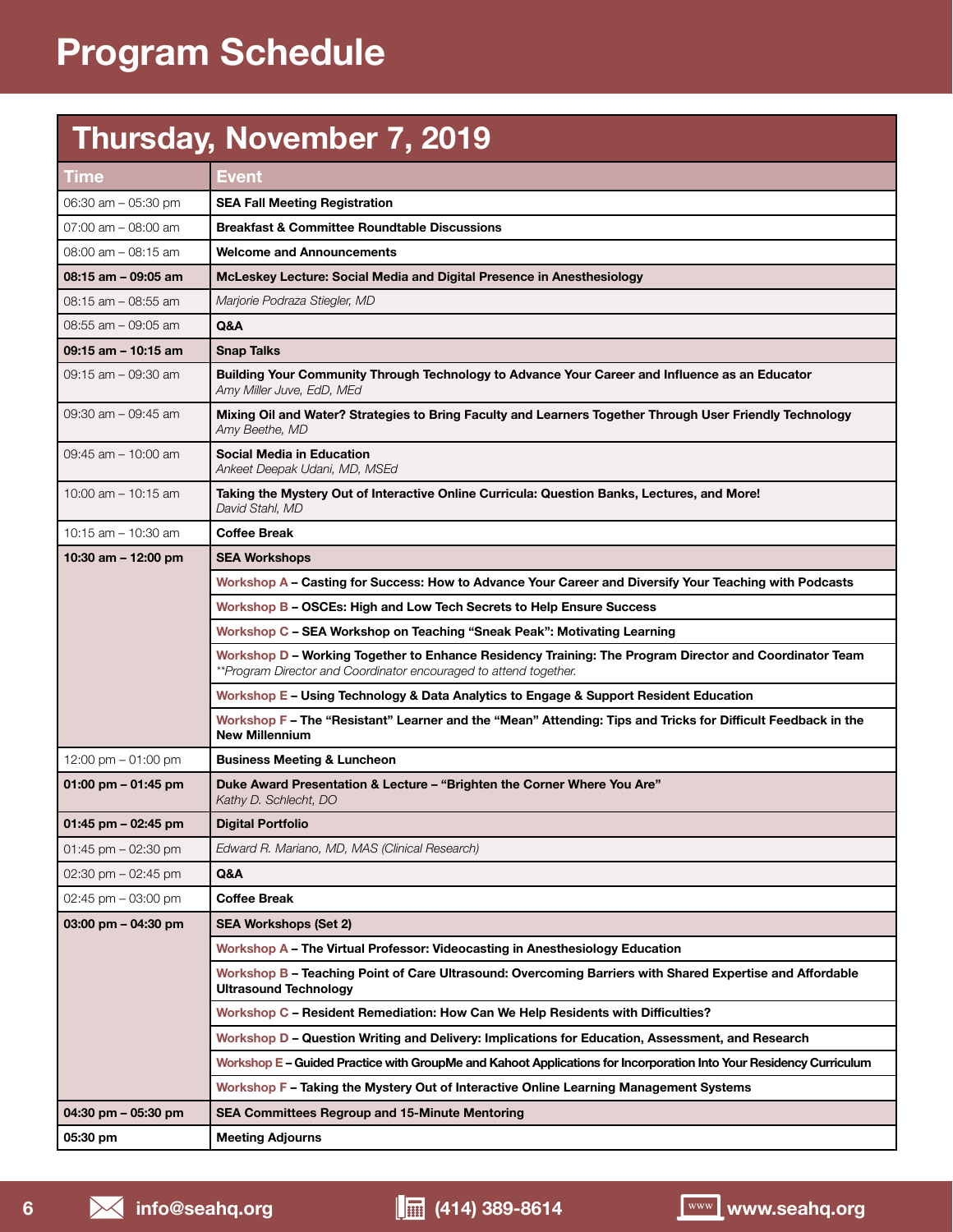# Program Schedule

## Thursday, November 7, 2019

| Time | Event |
|---|---|
| 06:30 am – 05:30 pm | **SEA Fall Meeting Registration** |
| 07:00 am – 08:00 am | **Breakfast & Committee Roundtable Discussions** |
| 08:00 am – 08:15 am | **Welcome and Announcements** |
| **08:15 am – 09:05 am** | **McLeskey Lecture: Social Media and Digital Presence in Anesthesiology** |
| 08:15 am – 08:55 am | *Marjorie Podraza Stiegler, MD* |
| 08:55 am – 09:05 am | **Q&A** |
| **09:15 am – 10:15 am** | **Snap Talks** |
| 09:15 am – 09:30 am | **Building Your Community Through Technology to Advance Your Career and Influence as an Educator** *Amy Miller Juve, EdD, MEd* |
| 09:30 am – 09:45 am | **Mixing Oil and Water? Strategies to Bring Faculty and Learners Together Through User Friendly Technology** *Amy Beethe, MD* |
| 09:45 am – 10:00 am | **Social Media in Education** *Ankeet Deepak Udani, MD, MSEd* |
| 10:00 am – 10:15 am | **Taking the Mystery Out of Interactive Online Curricula: Question Banks, Lectures, and More!** *David Stahl, MD* |
| 10:15 am – 10:30 am | **Coffee Break** |
| **10:30 am – 12:00 pm** | **SEA Workshops** |
| | Workshop A – **Casting for Success: How to Advance Your Career and Diversify Your Teaching with Podcasts** |
| | Workshop B – **OSCEs: High and Low Tech Secrets to Help Ensure Success** |
| | Workshop C – **SEA Workshop on Teaching "Sneak Peak": Motivating Learning** |
| | Workshop D – **Working Together to Enhance Residency Training: The Program Director and Coordinator Team** *\*\*Program Director and Coordinator encouraged to attend together.* |
| | Workshop E – **Using Technology & Data Analytics to Engage & Support Resident Education** |
| | Workshop F – **The "Resistant" Learner and the "Mean" Attending: Tips and Tricks for Difficult Feedback in the New Millennium** |
| 12:00 pm – 01:00 pm | **Business Meeting & Luncheon** |
| **01:00 pm – 01:45 pm** | **Duke Award Presentation & Lecture – "Brighten the Corner Where You Are"** *Kathy D. Schlecht, DO* |
| **01:45 pm – 02:45 pm** | **Digital Portfolio** |
| 01:45 pm – 02:30 pm | *Edward R. Mariano, MD, MAS (Clinical Research)* |
| 02:30 pm – 02:45 pm | **Q&A** |
| 02:45 pm – 03:00 pm | **Coffee Break** |
| **03:00 pm – 04:30 pm** | **SEA Workshops (Set 2)** |
| | Workshop A – **The Virtual Professor: Videocasting in Anesthesiology Education** |
| | Workshop B – **Teaching Point of Care Ultrasound: Overcoming Barriers with Shared Expertise and Affordable Ultrasound Technology** |
| | Workshop C – **Resident Remediation: How Can We Help Residents with Difficulties?** |
| | Workshop D – **Question Writing and Delivery: Implications for Education, Assessment, and Research** |
| | Workshop E – **Guided Practice with GroupMe and Kahoot Applications for Incorporation Into Your Residency Curriculum** |
| | Workshop F – **Taking the Mystery Out of Interactive Online Learning Management Systems** |
| **04:30 pm – 05:30 pm** | **SEA Committees Regroup and 15-Minute Mentoring** |
| **05:30 pm** | **Meeting Adjourns** |

info@seahq.org | (414) 389-8614 | www.seahq.org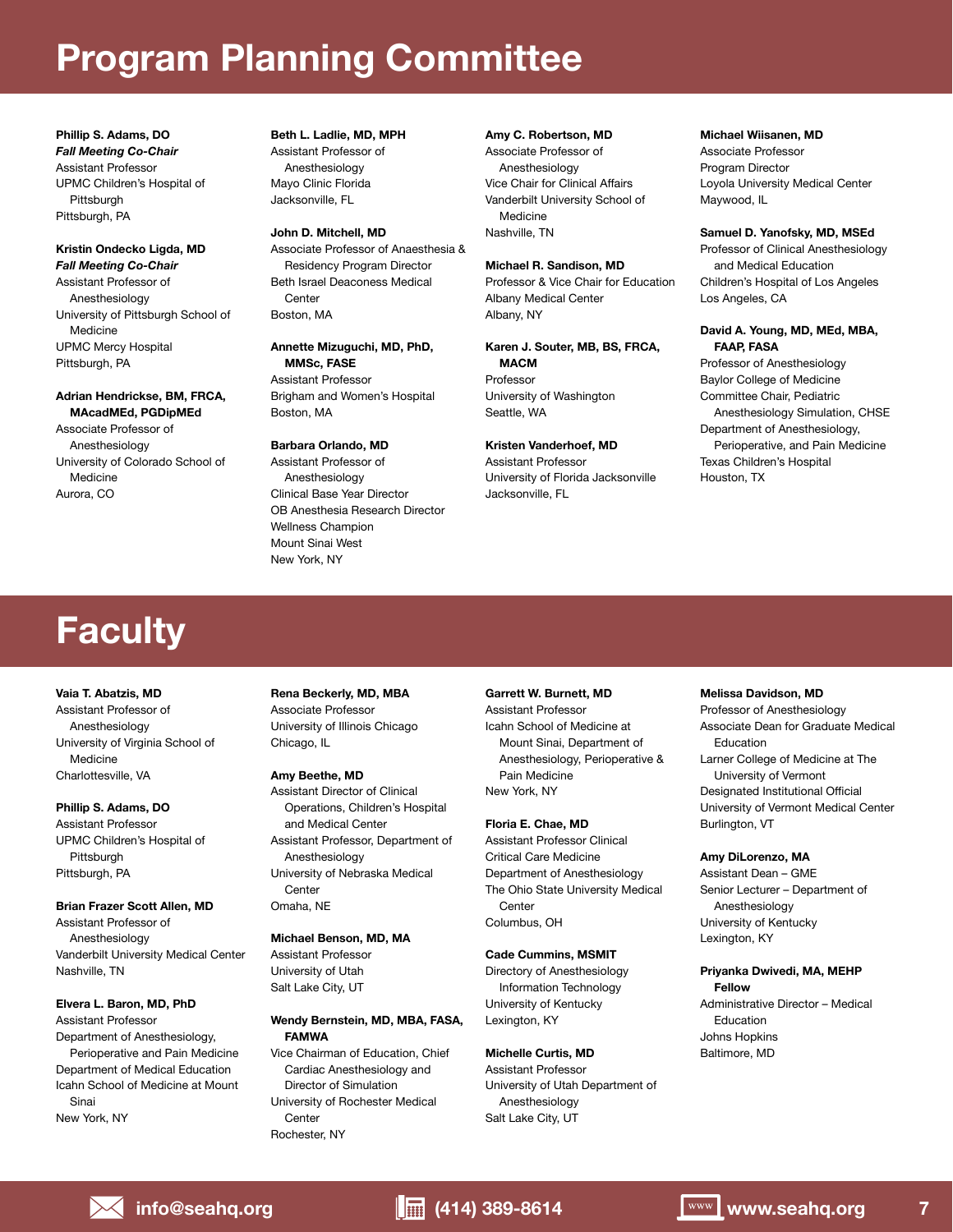# Program Planning Committee

**Phillip S. Adams, DO**
***Fall Meeting Co-Chair***
Assistant Professor
UPMC Children's Hospital of Pittsburgh
Pittsburgh, PA

**Kristin Ondecko Ligda, MD**
***Fall Meeting Co-Chair***
Assistant Professor of Anesthesiology
University of Pittsburgh School of Medicine
UPMC Mercy Hospital
Pittsburgh, PA

**Adrian Hendrickse, BM, FRCA, MAcadMEd, PGDipMEd**
Associate Professor of Anesthesiology
University of Colorado School of Medicine
Aurora, CO

**Beth L. Ladlie, MD, MPH**
Assistant Professor of Anesthesiology
Mayo Clinic Florida
Jacksonville, FL

**John D. Mitchell, MD**
Associate Professor of Anaesthesia & Residency Program Director
Beth Israel Deaconess Medical Center
Boston, MA

**Annette Mizuguchi, MD, PhD, MMSc, FASE**
Assistant Professor
Brigham and Women's Hospital
Boston, MA

**Barbara Orlando, MD**
Assistant Professor of Anesthesiology
Clinical Base Year Director
OB Anesthesia Research Director
Wellness Champion
Mount Sinai West
New York, NY

**Amy C. Robertson, MD**
Associate Professor of Anesthesiology
Vice Chair for Clinical Affairs
Vanderbilt University School of Medicine
Nashville, TN

**Michael R. Sandison, MD**
Professor & Vice Chair for Education
Albany Medical Center
Albany, NY

**Karen J. Souter, MB, BS, FRCA, MACM**
Professor
University of Washington
Seattle, WA

**Kristen Vanderhoef, MD**
Assistant Professor
University of Florida Jacksonville
Jacksonville, FL

**Michael Wiisanen, MD**
Associate Professor
Program Director
Loyola University Medical Center
Maywood, IL

**Samuel D. Yanofsky, MD, MSEd**
Professor of Clinical Anesthesiology and Medical Education
Children's Hospital of Los Angeles
Los Angeles, CA

**David A. Young, MD, MEd, MBA, FAAP, FASA**
Professor of Anesthesiology
Baylor College of Medicine
Committee Chair, Pediatric Anesthesiology Simulation, CHSE
Department of Anesthesiology, Perioperative, and Pain Medicine
Texas Children's Hospital
Houston, TX

# Faculty

**Vaia T. Abatzis, MD**
Assistant Professor of Anesthesiology
University of Virginia School of Medicine
Charlottesville, VA

**Phillip S. Adams, DO**
Assistant Professor
UPMC Children's Hospital of Pittsburgh
Pittsburgh, PA

**Brian Frazer Scott Allen, MD**
Assistant Professor of Anesthesiology
Vanderbilt University Medical Center
Nashville, TN

**Elvera L. Baron, MD, PhD**
Assistant Professor
Department of Anesthesiology, Perioperative and Pain Medicine
Department of Medical Education
Icahn School of Medicine at Mount Sinai
New York, NY

**Rena Beckerly, MD, MBA**
Associate Professor
University of Illinois Chicago
Chicago, IL

**Amy Beethe, MD**
Assistant Director of Clinical Operations, Children's Hospital and Medical Center
Assistant Professor, Department of Anesthesiology
University of Nebraska Medical Center
Omaha, NE

**Michael Benson, MD, MA**
Assistant Professor
University of Utah
Salt Lake City, UT

**Wendy Bernstein, MD, MBA, FASA, FAMWA**
Vice Chairman of Education, Chief Cardiac Anesthesiology and Director of Simulation
University of Rochester Medical Center
Rochester, NY

**Garrett W. Burnett, MD**
Assistant Professor
Icahn School of Medicine at Mount Sinai, Department of Anesthesiology, Perioperative & Pain Medicine
New York, NY

**Floria E. Chae, MD**
Assistant Professor Clinical
Critical Care Medicine
Department of Anesthesiology
The Ohio State University Medical Center
Columbus, OH

**Cade Cummins, MSMIT**
Directory of Anesthesiology Information Technology
University of Kentucky
Lexington, KY

**Michelle Curtis, MD**
Assistant Professor
University of Utah Department of Anesthesiology
Salt Lake City, UT

**Melissa Davidson, MD**
Professor of Anesthesiology
Associate Dean for Graduate Medical Education
Larner College of Medicine at The University of Vermont
Designated Institutional Official
University of Vermont Medical Center
Burlington, VT

**Amy DiLorenzo, MA**
Assistant Dean – GME
Senior Lecturer – Department of Anesthesiology
University of Kentucky
Lexington, KY

**Priyanka Dwivedi, MA, MEHP Fellow**
Administrative Director – Medical Education
Johns Hopkins
Baltimore, MD

info@seahq.org (414) 389-8614 www.seahq.org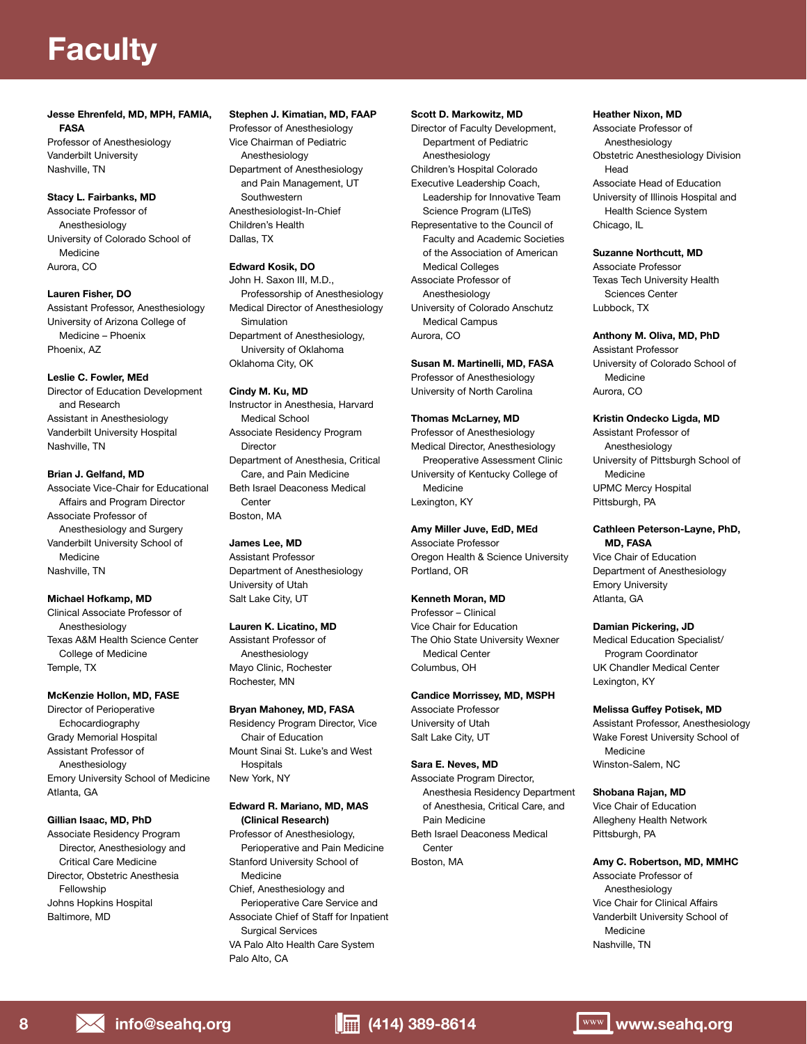# Faculty

**Jesse Ehrenfeld, MD, MPH, FAMIA, FASA**
Professor of Anesthesiology
Vanderbilt University
Nashville, TN

**Stacy L. Fairbanks, MD**
Associate Professor of Anesthesiology
University of Colorado School of Medicine
Aurora, CO

**Lauren Fisher, DO**
Assistant Professor, Anesthesiology
University of Arizona College of Medicine – Phoenix
Phoenix, AZ

**Leslie C. Fowler, MEd**
Director of Education Development and Research
Assistant in Anesthesiology
Vanderbilt University Hospital
Nashville, TN

**Brian J. Gelfand, MD**
Associate Vice-Chair for Educational Affairs and Program Director
Associate Professor of Anesthesiology and Surgery
Vanderbilt University School of Medicine
Nashville, TN

**Michael Hofkamp, MD**
Clinical Associate Professor of Anesthesiology
Texas A&M Health Science Center College of Medicine
Temple, TX

**McKenzie Hollon, MD, FASE**
Director of Perioperative Echocardiography
Grady Memorial Hospital
Assistant Professor of Anesthesiology
Emory University School of Medicine
Atlanta, GA

**Gillian Isaac, MD, PhD**
Associate Residency Program Director, Anesthesiology and Critical Care Medicine
Director, Obstetric Anesthesia Fellowship
Johns Hopkins Hospital
Baltimore, MD

**Stephen J. Kimatian, MD, FAAP**
Professor of Anesthesiology
Vice Chairman of Pediatric Anesthesiology
Department of Anesthesiology and Pain Management, UT Southwestern
Anesthesiologist-In-Chief
Children's Health
Dallas, TX

**Edward Kosik, DO**
John H. Saxon III, M.D., Professorship of Anesthesiology
Medical Director of Anesthesiology Simulation
Department of Anesthesiology, University of Oklahoma
Oklahoma City, OK

**Cindy M. Ku, MD**
Instructor in Anesthesia, Harvard Medical School
Associate Residency Program Director
Department of Anesthesia, Critical Care, and Pain Medicine
Beth Israel Deaconess Medical Center
Boston, MA

**James Lee, MD**
Assistant Professor
Department of Anesthesiology
University of Utah
Salt Lake City, UT

**Lauren K. Licatino, MD**
Assistant Professor of Anesthesiology
Mayo Clinic, Rochester
Rochester, MN

**Bryan Mahoney, MD, FASA**
Residency Program Director, Vice Chair of Education
Mount Sinai St. Luke's and West Hospitals
New York, NY

**Edward R. Mariano, MD, MAS (Clinical Research)**
Professor of Anesthesiology, Perioperative and Pain Medicine
Stanford University School of Medicine
Chief, Anesthesiology and Perioperative Care Service and Associate Chief of Staff for Inpatient Surgical Services
VA Palo Alto Health Care System
Palo Alto, CA

**Scott D. Markowitz, MD**
Director of Faculty Development, Department of Pediatric Anesthesiology
Children's Hospital Colorado
Executive Leadership Coach, Leadership for Innovative Team Science Program (LITeS)
Representative to the Council of Faculty and Academic Societies of the Association of American Medical Colleges
Associate Professor of Anesthesiology
University of Colorado Anschutz Medical Campus
Aurora, CO

**Susan M. Martinelli, MD, FASA**
Professor of Anesthesiology
University of North Carolina

**Thomas McLarney, MD**
Professor of Anesthesiology
Medical Director, Anesthesiology Preoperative Assessment Clinic
University of Kentucky College of Medicine
Lexington, KY

**Amy Miller Juve, EdD, MEd**
Associate Professor
Oregon Health & Science University
Portland, OR

**Kenneth Moran, MD**
Professor – Clinical
Vice Chair for Education
The Ohio State University Wexner Medical Center
Columbus, OH

**Candice Morrissey, MD, MSPH**
Associate Professor
University of Utah
Salt Lake City, UT

**Sara E. Neves, MD**
Associate Program Director, Anesthesia Residency Department of Anesthesia, Critical Care, and Pain Medicine
Beth Israel Deaconess Medical Center
Boston, MA

**Heather Nixon, MD**
Associate Professor of Anesthesiology
Obstetric Anesthesiology Division Head
Associate Head of Education
University of Illinois Hospital and Health Science System
Chicago, IL

**Suzanne Northcutt, MD**
Associate Professor
Texas Tech University Health Sciences Center
Lubbock, TX

**Anthony M. Oliva, MD, PhD**
Assistant Professor
University of Colorado School of Medicine
Aurora, CO

**Kristin Ondecko Ligda, MD**
Assistant Professor of Anesthesiology
University of Pittsburgh School of Medicine
UPMC Mercy Hospital
Pittsburgh, PA

**Cathleen Peterson-Layne, PhD, MD, FASA**
Vice Chair of Education
Department of Anesthesiology
Emory University
Atlanta, GA

**Damian Pickering, JD**
Medical Education Specialist/ Program Coordinator
UK Chandler Medical Center
Lexington, KY

**Melissa Guffey Potisek, MD**
Assistant Professor, Anesthesiology
Wake Forest University School of Medicine
Winston-Salem, NC

**Shobana Rajan, MD**
Vice Chair of Education
Allegheny Health Network
Pittsburgh, PA

**Amy C. Robertson, MD, MMHC**
Associate Professor of Anesthesiology
Vice Chair for Clinical Affairs
Vanderbilt University School of Medicine
Nashville, TN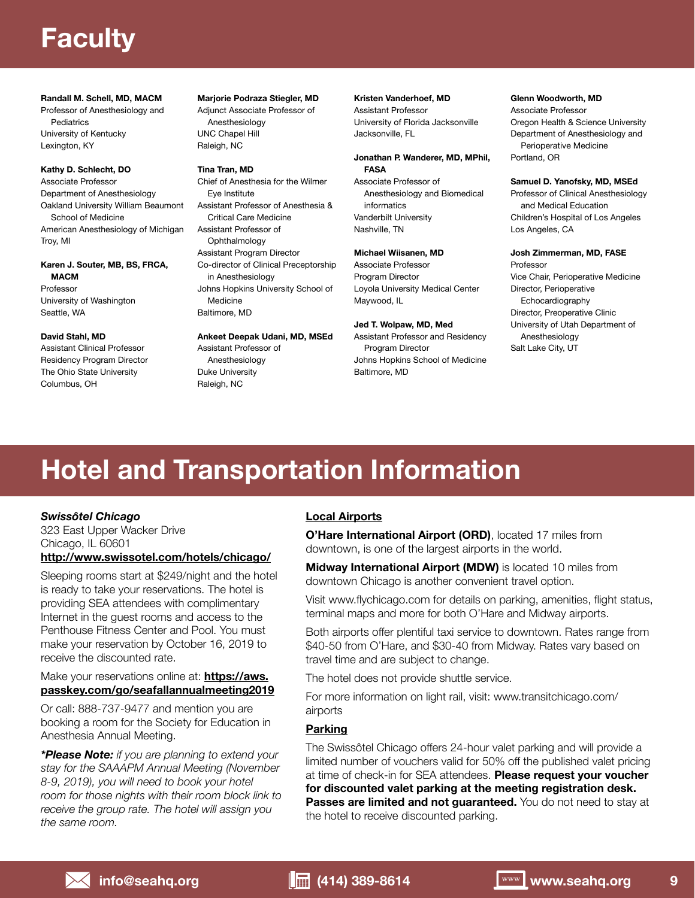# Faculty

**Randall M. Schell, MD, MACM**
Professor of Anesthesiology and Pediatrics
University of Kentucky
Lexington, KY

**Kathy D. Schlecht, DO**
Associate Professor
Department of Anesthesiology
Oakland University William Beaumont School of Medicine
American Anesthesiology of Michigan
Troy, MI

**Karen J. Souter, MB, BS, FRCA, MACM**
Professor
University of Washington
Seattle, WA

**David Stahl, MD**
Assistant Clinical Professor
Residency Program Director
The Ohio State University
Columbus, OH

**Marjorie Podraza Stiegler, MD**
Adjunct Associate Professor of Anesthesiology
UNC Chapel Hill
Raleigh, NC

**Tina Tran, MD**
Chief of Anesthesia for the Wilmer Eye Institute
Assistant Professor of Anesthesia & Critical Care Medicine
Assistant Professor of Ophthalmology
Assistant Program Director
Co-director of Clinical Preceptorship in Anesthesiology
Johns Hopkins University School of Medicine
Baltimore, MD

**Ankeet Deepak Udani, MD, MSEd**
Assistant Professor of Anesthesiology
Duke University
Raleigh, NC

**Kristen Vanderhoef, MD**
Assistant Professor
University of Florida Jacksonville
Jacksonville, FL

**Jonathan P. Wanderer, MD, MPhil, FASA**
Associate Professor of Anesthesiology and Biomedical informatics
Vanderbilt University
Nashville, TN

**Michael Wiisanen, MD**
Associate Professor
Program Director
Loyola University Medical Center
Maywood, IL

**Jed T. Wolpaw, MD, Med**
Assistant Professor and Residency Program Director
Johns Hopkins School of Medicine
Baltimore, MD

**Glenn Woodworth, MD**
Associate Professor
Oregon Health & Science University
Department of Anesthesiology and Perioperative Medicine
Portland, OR

**Samuel D. Yanofsky, MD, MSEd**
Professor of Clinical Anesthesiology and Medical Education
Children's Hospital of Los Angeles
Los Angeles, CA

**Josh Zimmerman, MD, FASE**
Professor
Vice Chair, Perioperative Medicine
Director, Perioperative Echocardiography
Director, Preoperative Clinic
University of Utah Department of Anesthesiology
Salt Lake City, UT

# Hotel and Transportation Information

***Swissôtel Chicago***
323 East Upper Wacker Drive
Chicago, IL 60601
**http://www.swissotel.com/hotels/chicago/**

Sleeping rooms start at $249/night and the hotel is ready to take your reservations. The hotel is providing SEA attendees with complimentary Internet in the guest rooms and access to the Penthouse Fitness Center and Pool. You must make your reservation by October 16, 2019 to receive the discounted rate.

Make your reservations online at: **https://aws.passkey.com/go/seafallannualmeeting2019**

Or call: 888-737-9477 and mention you are booking a room for the Society for Education in Anesthesia Annual Meeting.

***Please Note:** if you are planning to extend your stay for the SAAAPM Annual Meeting (November 8-9, 2019), you will need to book your hotel room for those nights with their room block link to receive the group rate. The hotel will assign you the same room.*

## Local Airports

**O'Hare International Airport (ORD)**, located 17 miles from downtown, is one of the largest airports in the world.

**Midway International Airport (MDW)** is located 10 miles from downtown Chicago is another convenient travel option.

Visit www.flychicago.com for details on parking, amenities, flight status, terminal maps and more for both O'Hare and Midway airports.

Both airports offer plentiful taxi service to downtown. Rates range from $40-50 from O'Hare, and $30-40 from Midway. Rates vary based on travel time and are subject to change.

The hotel does not provide shuttle service.

For more information on light rail, visit: www.transitchicago.com/airports

## Parking

The Swissôtel Chicago offers 24-hour valet parking and will provide a limited number of vouchers valid for 50% off the published valet pricing at time of check-in for SEA attendees. **Please request your voucher for discounted valet parking at the meeting registration desk. Passes are limited and not guaranteed.** You do not need to stay at the hotel to receive discounted parking.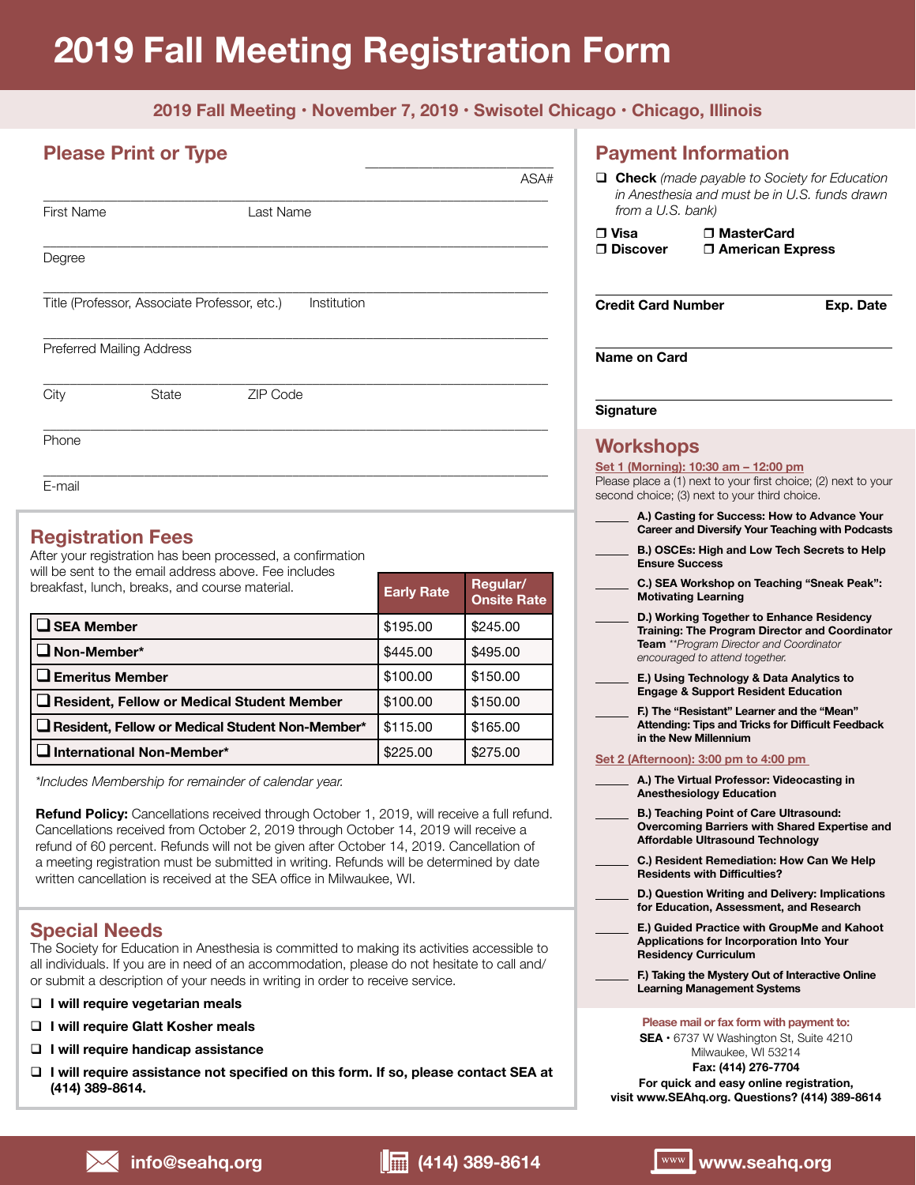# 2019 Fall Meeting Registration Form

**2019 Fall Meeting · November 7, 2019 · Swisotel Chicago · Chicago, Illinois**

## Please Print or Type

ASA#

First Name Last Name

Degree

Title (Professor, Associate Professor, etc.) Institution

Preferred Mailing Address

City State ZIP Code

Phone

E-mail

## Registration Fees

After your registration has been processed, a confirmation will be sent to the email address above. Fee includes breakfast, lunch, breaks, and course material.

| | Early Rate | Regular/ Onsite Rate |
|---|---|---|
| ❑ SEA Member | $195.00 | $245.00 |
| ❑ Non-Member* | $445.00 | $495.00 |
| ❑ Emeritus Member | $100.00 | $150.00 |
| ❑ Resident, Fellow or Medical Student Member | $100.00 | $150.00 |
| ❑ Resident, Fellow or Medical Student Non-Member* | $115.00 | $165.00 |
| ❑ International Non-Member* | $225.00 | $275.00 |

*Includes Membership for remainder of calendar year.*

**Refund Policy:** Cancellations received through October 1, 2019, will receive a full refund. Cancellations received from October 2, 2019 through October 14, 2019 will receive a refund of 60 percent. Refunds will not be given after October 14, 2019. Cancellation of a meeting registration must be submitted in writing. Refunds will be determined by date written cancellation is received at the SEA office in Milwaukee, WI.

## Special Needs

The Society for Education in Anesthesia is committed to making its activities accessible to all individuals. If you are in need of an accommodation, please do not hesitate to call and/or submit a description of your needs in writing in order to receive service.

- ❑ **I will require vegetarian meals**
- ❑ **I will require Glatt Kosher meals**
- ❑ **I will require handicap assistance**
- ❑ **I will require assistance not specified on this form. If so, please contact SEA at (414) 389-8614.**

## Payment Information

❑ **Check** *(made payable to Society for Education in Anesthesia and must be in U.S. funds drawn from a U.S. bank)*

❑ **Visa** ❑ **MasterCard**
❑ **Discover** ❑ **American Express**

**Credit Card Number** **Exp. Date**

**Name on Card**

**Signature**

## Workshops

**Set 1 (Morning): 10:30 am – 12:00 pm**

Please place a (1) next to your first choice; (2) next to your second choice; (3) next to your third choice.

_____ **A.) Casting for Success: How to Advance Your Career and Diversify Your Teaching with Podcasts**

_____ **B.) OSCEs: High and Low Tech Secrets to Help Ensure Success**

_____ **C.) SEA Workshop on Teaching "Sneak Peak": Motivating Learning**

_____ **D.) Working Together to Enhance Residency Training: The Program Director and Coordinator Team** *\*\*Program Director and Coordinator encouraged to attend together.*

_____ **E.) Using Technology & Data Analytics to Engage & Support Resident Education**

_____ **F.) The "Resistant" Learner and the "Mean" Attending: Tips and Tricks for Difficult Feedback in the New Millennium**

**Set 2 (Afternoon): 3:00 pm to 4:00 pm**

_____ **A.) The Virtual Professor: Videocasting in Anesthesiology Education**

_____ **B.) Teaching Point of Care Ultrasound: Overcoming Barriers with Shared Expertise and Affordable Ultrasound Technology**

_____ **C.) Resident Remediation: How Can We Help Residents with Difficulties?**

_____ **D.) Question Writing and Delivery: Implications for Education, Assessment, and Research**

_____ **E.) Guided Practice with GroupMe and Kahoot Applications for Incorporation Into Your Residency Curriculum**

_____ **F.) Taking the Mystery Out of Interactive Online Learning Management Systems**

**Please mail or fax form with payment to:**
**SEA** · 6737 W Washington St, Suite 4210
Milwaukee, WI 53214
**Fax: (414) 276-7704**
**For quick and easy online registration, visit www.SEAhq.org. Questions? (414) 389-8614**

info@seahq.org | (414) 389-8614 | www.seahq.org